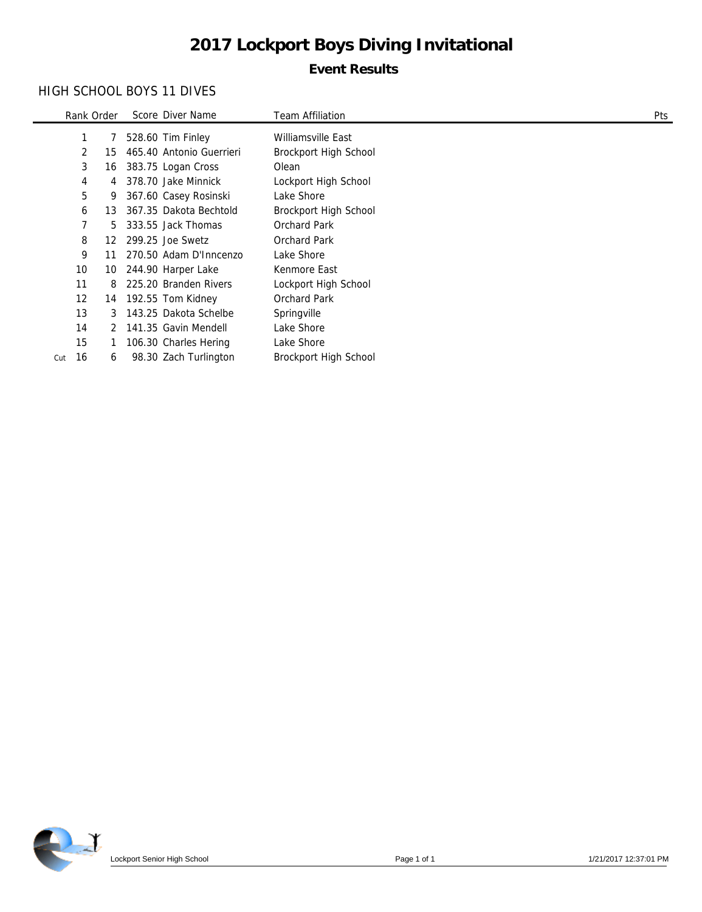# 2017 Lockport Boys Diving Invitational

## Event Results

### HIGH SCHOOL BOYS 11 DIVES

| | Rank | Order | Score | Diver Name | Team Affiliation | Pts |
|---|---|---|---|---|---|---|
| | 1 | 7 | 528.60 | Tim Finley | Williamsville East | |
| | 2 | 15 | 465.40 | Antonio Guerrieri | Brockport High School | |
| | 3 | 16 | 383.75 | Logan Cross | Olean | |
| | 4 | 4 | 378.70 | Jake Minnick | Lockport High School | |
| | 5 | 9 | 367.60 | Casey Rosinski | Lake Shore | |
| | 6 | 13 | 367.35 | Dakota Bechtold | Brockport High School | |
| | 7 | 5 | 333.55 | Jack Thomas | Orchard Park | |
| | 8 | 12 | 299.25 | Joe Swetz | Orchard Park | |
| | 9 | 11 | 270.50 | Adam D'Inncenzo | Lake Shore | |
| | 10 | 10 | 244.90 | Harper Lake | Kenmore East | |
| | 11 | 8 | 225.20 | Branden Rivers | Lockport High School | |
| | 12 | 14 | 192.55 | Tom Kidney | Orchard Park | |
| | 13 | 3 | 143.25 | Dakota Schelbe | Springville | |
| | 14 | 2 | 141.35 | Gavin Mendell | Lake Shore | |
| | 15 | 1 | 106.30 | Charles Hering | Lake Shore | |
| Cut | 16 | 6 | 98.30 | Zach Turlington | Brockport High School | |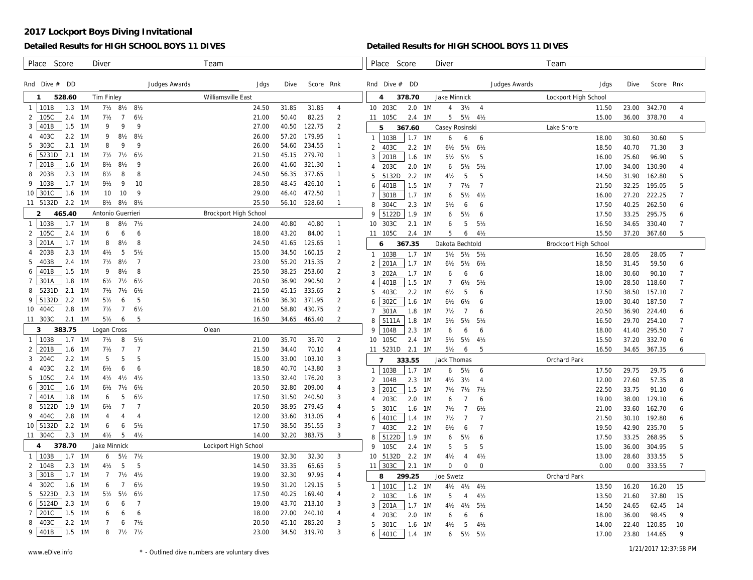# 2017 Lockport Boys Diving Invitational

## Detailed Results for HIGH SCHOOL BOYS 11 DIVES

| Place | Score | Diver | Team |
|---|---|---|---|
| 1 | 528.60 | Tim Finley | Williamsville East |

| Rnd | Dive # | DD | | Judges Awards | | | Jdgs | Dive | Score | Rnk |
|---|---|---|---|---|---|---|---|---|---|---|
| 1 | 101B | 1.3 | 1M | 7½ | 8½ | 8½ | 24.50 | 31.85 | 31.85 | 4 |
| 2 | 105C | 2.4 | 1M | 7½ | 7 | 6½ | 21.00 | 50.40 | 82.25 | 2 |
| 3 | 401B | 1.5 | 1M | 9 | 9 | 9 | 27.00 | 40.50 | 122.75 | 2 |
| 4 | 403C | 2.2 | 1M | 9 | 8½ | 8½ | 26.00 | 57.20 | 179.95 | 1 |
| 5 | 303C | 2.1 | 1M | 8 | 9 | 9 | 26.00 | 54.60 | 234.55 | 1 |
| 6 | 5231D | 2.1 | 1M | 7½ | 7½ | 6½ | 21.50 | 45.15 | 279.70 | 1 |
| 7 | 201B | 1.6 | 1M | 8½ | 8½ | 9 | 26.00 | 41.60 | 321.30 | 1 |
| 8 | 203B | 2.3 | 1M | 8½ | 8 | 8 | 24.50 | 56.35 | 377.65 | 1 |
| 9 | 103B | 1.7 | 1M | 9½ | 9 | 10 | 28.50 | 48.45 | 426.10 | 1 |
| 10 | 301C | 1.6 | 1M | 10 | 10 | 9 | 29.00 | 46.40 | 472.50 | 1 |
| 11 | 5132D | 2.2 | 1M | 8½ | 8½ | 8½ | 25.50 | 56.10 | 528.60 | 1 |

| Place | Score | Diver | Team |
|---|---|---|---|
| 2 | 465.40 | Antonio Guerrieri | Brockport High School |

| Rnd | Dive # | DD | | Judges Awards | | | Jdgs | Dive | Score | Rnk |
|---|---|---|---|---|---|---|---|---|---|---|
| 1 | 103B | 1.7 | 1M | 8 | 8½ | 7½ | 24.00 | 40.80 | 40.80 | 1 |
| 2 | 105C | 2.4 | 1M | 6 | 6 | 6 | 18.00 | 43.20 | 84.00 | 1 |
| 3 | 201A | 1.7 | 1M | 8 | 8½ | 8 | 24.50 | 41.65 | 125.65 | 1 |
| 4 | 203B | 2.3 | 1M | 4½ | 5 | 5½ | 15.00 | 34.50 | 160.15 | 2 |
| 5 | 403B | 2.4 | 1M | 7½ | 8½ | 7 | 23.00 | 55.20 | 215.35 | 2 |
| 6 | 401B | 1.5 | 1M | 9 | 8½ | 8 | 25.50 | 38.25 | 253.60 | 2 |
| 7 | 301A | 1.8 | 1M | 6½ | 7½ | 6½ | 20.50 | 36.90 | 290.50 | 2 |
| 8 | 5231D | 2.1 | 1M | 7½ | 7½ | 6½ | 21.50 | 45.15 | 335.65 | 2 |
| 9 | 5132D | 2.2 | 1M | 5½ | 6 | 5 | 16.50 | 36.30 | 371.95 | 2 |
| 10 | 404C | 2.8 | 1M | 7½ | 7 | 6½ | 21.00 | 58.80 | 430.75 | 2 |
| 11 | 303C | 2.1 | 1M | 5½ | 6 | 5 | 16.50 | 34.65 | 465.40 | 2 |

| Place | Score | Diver | Team |
|---|---|---|---|
| 3 | 383.75 | Logan Cross | Olean |

| Rnd | Dive # | DD | | Judges Awards | | | Jdgs | Dive | Score | Rnk |
|---|---|---|---|---|---|---|---|---|---|---|
| 1 | 103B | 1.7 | 1M | 7½ | 8 | 5½ | 21.00 | 35.70 | 35.70 | 2 |
| 2 | 201B | 1.6 | 1M | 7½ | 7 | 7 | 21.50 | 34.40 | 70.10 | 4 |
| 3 | 204C | 2.2 | 1M | 5 | 5 | 5 | 15.00 | 33.00 | 103.10 | 3 |
| 4 | 403C | 2.2 | 1M | 6½ | 6 | 6 | 18.50 | 40.70 | 143.80 | 3 |
| 5 | 105C | 2.4 | 1M | 4½ | 4½ | 4½ | 13.50 | 32.40 | 176.20 | 3 |
| 6 | 301C | 1.6 | 1M | 6½ | 7½ | 6½ | 20.50 | 32.80 | 209.00 | 4 |
| 7 | 401A | 1.8 | 1M | 6 | 5 | 6½ | 17.50 | 31.50 | 240.50 | 3 |
| 8 | 5122D | 1.9 | 1M | 6½ | 7 | 7 | 20.50 | 38.95 | 279.45 | 4 |
| 9 | 404C | 2.8 | 1M | 4 | 4 | 4 | 12.00 | 33.60 | 313.05 | 4 |
| 10 | 5132D | 2.2 | 1M | 6 | 6 | 5½ | 17.50 | 38.50 | 351.55 | 3 |
| 11 | 304C | 2.3 | 1M | 4½ | 5 | 4½ | 14.00 | 32.20 | 383.75 | 3 |

| Place | Score | Diver | Team |
|---|---|---|---|
| 4 | 378.70 | Jake Minnick | Lockport High School |

| Rnd | Dive # | DD | | Judges Awards | | | Jdgs | Dive | Score | Rnk |
|---|---|---|---|---|---|---|---|---|---|---|
| 1 | 103B | 1.7 | 1M | 6 | 5½ | 7½ | 19.00 | 32.30 | 32.30 | 3 |
| 2 | 104B | 2.3 | 1M | 4½ | 5 | 5 | 14.50 | 33.35 | 65.65 | 5 |
| 3 | 301B | 1.7 | 1M | 7 | 7½ | 4½ | 19.00 | 32.30 | 97.95 | 4 |
| 4 | 302C | 1.6 | 1M | 6 | 7 | 6½ | 19.50 | 31.20 | 129.15 | 5 |
| 5 | 5223D | 2.3 | 1M | 5½ | 5½ | 6½ | 17.50 | 40.25 | 169.40 | 4 |
| 6 | 5124D | 2.3 | 1M | 6 | 6 | 7 | 19.00 | 43.70 | 213.10 | 3 |
| 7 | 201C | 1.5 | 1M | 6 | 6 | 6 | 18.00 | 27.00 | 240.10 | 4 |
| 8 | 403C | 2.2 | 1M | 7 | 6 | 7½ | 20.50 | 45.10 | 285.20 | 3 |
| 9 | 401B | 1.5 | 1M | 8 | 7½ | 7½ | 23.00 | 34.50 | 319.70 | 3 |
| 10 | 203C | 2.0 | 1M | 4 | 3½ | 4 | 11.50 | 23.00 | 342.70 | 4 |
| 11 | 105C | 2.4 | 1M | 5 | 5½ | 4½ | 15.00 | 36.00 | 378.70 | 4 |

| Place | Score | Diver | Team |
|---|---|---|---|
| 5 | 367.60 | Casey Rosinski | Lake Shore |

| Rnd | Dive # | DD | | Judges Awards | | | Jdgs | Dive | Score | Rnk |
|---|---|---|---|---|---|---|---|---|---|---|
| 1 | 103B | 1.7 | 1M | 6 | 6 | 6 | 18.00 | 30.60 | 30.60 | 5 |
| 2 | 403C | 2.2 | 1M | 6½ | 5½ | 6½ | 18.50 | 40.70 | 71.30 | 3 |
| 3 | 201B | 1.6 | 1M | 5½ | 5½ | 5 | 16.00 | 25.60 | 96.90 | 5 |
| 4 | 203C | 2.0 | 1M | 6 | 5½ | 5½ | 17.00 | 34.00 | 130.90 | 4 |
| 5 | 5132D | 2.2 | 1M | 4½ | 5 | 5 | 14.50 | 31.90 | 162.80 | 5 |
| 6 | 401B | 1.5 | 1M | 7 | 7½ | 7 | 21.50 | 32.25 | 195.05 | 5 |
| 7 | 301B | 1.7 | 1M | 6 | 5½ | 4½ | 16.00 | 27.20 | 222.25 | 7 |
| 8 | 304C | 2.3 | 1M | 5½ | 6 | 6 | 17.50 | 40.25 | 262.50 | 6 |
| 9 | 5122D | 1.9 | 1M | 6 | 5½ | 6 | 17.50 | 33.25 | 295.75 | 6 |
| 10 | 303C | 2.1 | 1M | 6 | 5 | 5½ | 16.50 | 34.65 | 330.40 | 7 |
| 11 | 105C | 2.4 | 1M | 5 | 6 | 4½ | 15.50 | 37.20 | 367.60 | 5 |

| Place | Score | Diver | Team |
|---|---|---|---|
| 6 | 367.35 | Dakota Bechtold | Brockport High School |

| Rnd | Dive # | DD | | Judges Awards | | | Jdgs | Dive | Score | Rnk |
|---|---|---|---|---|---|---|---|---|---|---|
| 1 | 103B | 1.7 | 1M | 5½ | 5½ | 5½ | 16.50 | 28.05 | 28.05 | 7 |
| 2 | 201A | 1.7 | 1M | 6½ | 5½ | 6½ | 18.50 | 31.45 | 59.50 | 6 |
| 3 | 202A | 1.7 | 1M | 6 | 6 | 6 | 18.00 | 30.60 | 90.10 | 7 |
| 4 | 401B | 1.5 | 1M | 7 | 6½ | 5½ | 19.00 | 28.50 | 118.60 | 7 |
| 5 | 403C | 2.2 | 1M | 6½ | 5 | 6 | 17.50 | 38.50 | 157.10 | 7 |
| 6 | 302C | 1.6 | 1M | 6½ | 6½ | 6 | 19.00 | 30.40 | 187.50 | 7 |
| 7 | 301A | 1.8 | 1M | 7½ | 7 | 6 | 20.50 | 36.90 | 224.40 | 6 |
| 8 | 5111A | 1.8 | 1M | 5½ | 5½ | 5½ | 16.50 | 29.70 | 254.10 | 7 |
| 9 | 104B | 2.3 | 1M | 6 | 6 | 6 | 18.00 | 41.40 | 295.50 | 7 |
| 10 | 105C | 2.4 | 1M | 5½ | 5½ | 4½ | 15.50 | 37.20 | 332.70 | 6 |
| 11 | 5231D | 2.1 | 1M | 5½ | 6 | 5 | 16.50 | 34.65 | 367.35 | 6 |

| Place | Score | Diver | Team |
|---|---|---|---|
| 7 | 333.55 | Jack Thomas | Orchard Park |

| Rnd | Dive # | DD | | Judges Awards | | | Jdgs | Dive | Score | Rnk |
|---|---|---|---|---|---|---|---|---|---|---|
| 1 | 103B | 1.7 | 1M | 6 | 5½ | 6 | 17.50 | 29.75 | 29.75 | 6 |
| 2 | 104B | 2.3 | 1M | 4½ | 3½ | 4 | 12.00 | 27.60 | 57.35 | 8 |
| 3 | 201C | 1.5 | 1M | 7½ | 7½ | 7½ | 22.50 | 33.75 | 91.10 | 6 |
| 4 | 203C | 2.0 | 1M | 6 | 7 | 6 | 19.00 | 38.00 | 129.10 | 6 |
| 5 | 301C | 1.6 | 1M | 7½ | 7 | 6½ | 21.00 | 33.60 | 162.70 | 6 |
| 6 | 401C | 1.4 | 1M | 7½ | 7 | 7 | 21.50 | 30.10 | 192.80 | 6 |
| 7 | 403C | 2.2 | 1M | 6½ | 6 | 7 | 19.50 | 42.90 | 235.70 | 5 |
| 8 | 5122D | 1.9 | 1M | 6 | 5½ | 6 | 17.50 | 33.25 | 268.95 | 5 |
| 9 | 105C | 2.4 | 1M | 5 | 5 | 5 | 15.00 | 36.00 | 304.95 | 5 |
| 10 | 5132D | 2.2 | 1M | 4½ | 4 | 4½ | 13.00 | 28.60 | 333.55 | 5 |
| 11 | 303C | 2.1 | 1M | 0 | 0 | 0 | 0.00 | 0.00 | 333.55 | 7 |

| Place | Score | Diver | Team |
|---|---|---|---|
| 8 | 299.25 | Joe Swetz | Orchard Park |

| Rnd | Dive # | DD | | Judges Awards | | | Jdgs | Dive | Score | Rnk |
|---|---|---|---|---|---|---|---|---|---|---|
| 1 | 101C | 1.2 | 1M | 4½ | 4½ | 4½ | 13.50 | 16.20 | 16.20 | 15 |
| 2 | 103C | 1.6 | 1M | 5 | 4 | 4½ | 13.50 | 21.60 | 37.80 | 15 |
| 3 | 201A | 1.7 | 1M | 4½ | 4½ | 5½ | 14.50 | 24.65 | 62.45 | 14 |
| 4 | 203C | 2.0 | 1M | 6 | 6 | 6 | 18.00 | 36.00 | 98.45 | 9 |
| 5 | 301C | 1.6 | 1M | 4½ | 5 | 4½ | 14.00 | 22.40 | 120.85 | 10 |
| 6 | 401C | 1.4 | 1M | 6 | 5½ | 5½ | 17.00 | 23.80 | 144.65 | 9 |

www.eDive.info

\* - Outlined dive numbers are voluntary dives

1/21/2017 12:37:58 PM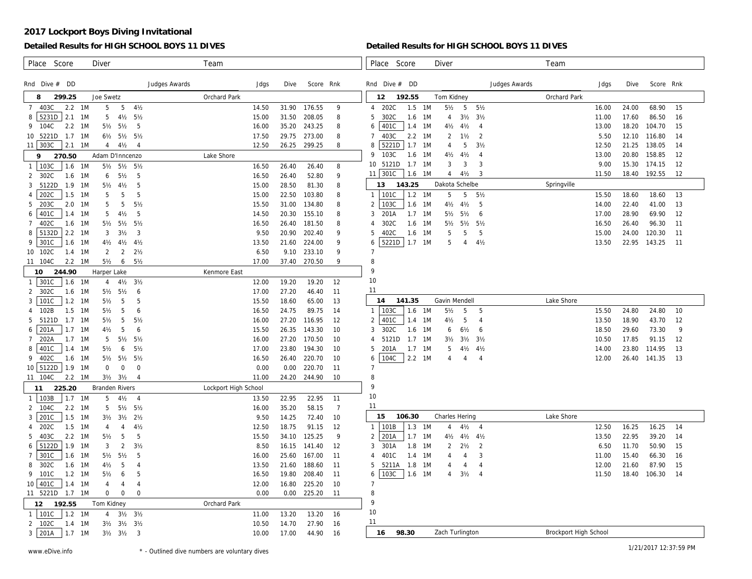# 2017 Lockport Boys Diving Invitational

## Detailed Results for HIGH SCHOOL BOYS 11 DIVES

| Place | Score | Diver | Team | | | | | | | | |
|---|---|---|---|---|---|---|---|---|---|---|---|
| **Rnd** | **Dive #** | **DD** | | **Judges Awards** | | | | **Jdgs** | **Dive** | **Score** | **Rnk** |
| **8** | **299.25** | Joe Swetz | Orchard Park | | | | | | | | |
| 7 | 403C | 2.2 | 1M | 5 | 5 | 4½ | | 14.50 | 31.90 | 176.55 | 9 |
| 8 | 5231D | 2.1 | 1M | 5 | 4½ | 5½ | | 15.00 | 31.50 | 208.05 | 8 |
| 9 | 104C | 2.2 | 1M | 5½ | 5½ | 5 | | 16.00 | 35.20 | 243.25 | 8 |
| 10 | 5221D | 1.7 | 1M | 6½ | 5½ | 5½ | | 17.50 | 29.75 | 273.00 | 8 |
| 11 | 303C | 2.1 | 1M | 4 | 4½ | 4 | | 12.50 | 26.25 | 299.25 | 8 |
| **9** | **270.50** | Adam D'Inncenzo | Lake Shore | | | | | | | | |
| 1 | 103C | 1.6 | 1M | 5½ | 5½ | 5½ | | 16.50 | 26.40 | 26.40 | 8 |
| 2 | 302C | 1.6 | 1M | 6 | 5½ | 5 | | 16.50 | 26.40 | 52.80 | 9 |
| 3 | 5122D | 1.9 | 1M | 5½ | 4½ | 5 | | 15.00 | 28.50 | 81.30 | 8 |
| 4 | 202C | 1.5 | 1M | 5 | 5 | 5 | | 15.00 | 22.50 | 103.80 | 8 |
| 5 | 203C | 2.0 | 1M | 5 | 5 | 5½ | | 15.50 | 31.00 | 134.80 | 8 |
| 6 | 401C | 1.4 | 1M | 5 | 4½ | 5 | | 14.50 | 20.30 | 155.10 | 8 |
| 7 | 402C | 1.6 | 1M | 5½ | 5½ | 5½ | | 16.50 | 26.40 | 181.50 | 8 |
| 8 | 5132D | 2.2 | 1M | 3 | 3½ | 3 | | 9.50 | 20.90 | 202.40 | 9 |
| 9 | 301C | 1.6 | 1M | 4½ | 4½ | 4½ | | 13.50 | 21.60 | 224.00 | 9 |
| 10 | 102C | 1.4 | 1M | 2 | 2 | 2½ | | 6.50 | 9.10 | 233.10 | 9 |
| 11 | 104C | 2.2 | 1M | 5½ | 6 | 5½ | | 17.00 | 37.40 | 270.50 | 9 |
| **10** | **244.90** | Harper Lake | Kenmore East | | | | | | | | |
| 1 | 301C | 1.6 | 1M | 4 | 4½ | 3½ | | 12.00 | 19.20 | 19.20 | 12 |
| 2 | 302C | 1.6 | 1M | 5½ | 5½ | 6 | | 17.00 | 27.20 | 46.40 | 11 |
| 3 | 101C | 1.2 | 1M | 5½ | 5 | 5 | | 15.50 | 18.60 | 65.00 | 13 |
| 4 | 102B | 1.5 | 1M | 5½ | 5 | 6 | | 16.50 | 24.75 | 89.75 | 14 |
| 5 | 5121D | 1.7 | 1M | 5½ | 5 | 5½ | | 16.00 | 27.20 | 116.95 | 12 |
| 6 | 201A | 1.7 | 1M | 4½ | 5 | 6 | | 15.50 | 26.35 | 143.30 | 10 |
| 7 | 202A | 1.7 | 1M | 5 | 5½ | 5½ | | 16.00 | 27.20 | 170.50 | 10 |
| 8 | 401C | 1.4 | 1M | 5½ | 6 | 5½ | | 17.00 | 23.80 | 194.30 | 10 |
| 9 | 402C | 1.6 | 1M | 5½ | 5½ | 5½ | | 16.50 | 26.40 | 220.70 | 10 |
| 10 | 5122D | 1.9 | 1M | 0 | 0 | 0 | | 0.00 | 0.00 | 220.70 | 11 |
| 11 | 104C | 2.2 | 1M | 3½ | 3½ | 4 | | 11.00 | 24.20 | 244.90 | 10 |
| **11** | **225.20** | Branden Rivers | Lockport High School | | | | | | | | |
| 1 | 103B | 1.7 | 1M | 5 | 4½ | 4 | | 13.50 | 22.95 | 22.95 | 11 |
| 2 | 104C | 2.2 | 1M | 5 | 5½ | 5½ | | 16.00 | 35.20 | 58.15 | 7 |
| 3 | 201C | 1.5 | 1M | 3½ | 3½ | 2½ | | 9.50 | 14.25 | 72.40 | 10 |
| 4 | 202C | 1.5 | 1M | 4 | 4 | 4½ | | 12.50 | 18.75 | 91.15 | 12 |
| 5 | 403C | 2.2 | 1M | 5½ | 5 | 5 | | 15.50 | 34.10 | 125.25 | 9 |
| 6 | 5122D | 1.9 | 1M | 3 | 2 | 3½ | | 8.50 | 16.15 | 141.40 | 12 |
| 7 | 301C | 1.6 | 1M | 5½ | 5½ | 5 | | 16.00 | 25.60 | 167.00 | 11 |
| 8 | 302C | 1.6 | 1M | 4½ | 5 | 4 | | 13.50 | 21.60 | 188.60 | 11 |
| 9 | 101C | 1.2 | 1M | 5½ | 6 | 5 | | 16.50 | 19.80 | 208.40 | 11 |
| 10 | 401C | 1.4 | 1M | 4 | 4 | 4 | | 12.00 | 16.80 | 225.20 | 10 |
| 11 | 5221D | 1.7 | 1M | 0 | 0 | 0 | | 0.00 | 0.00 | 225.20 | 11 |
| **12** | **192.55** | Tom Kidney | Orchard Park | | | | | | | | |
| 1 | 101C | 1.2 | 1M | 4 | 3½ | 3½ | | 11.00 | 13.20 | 13.20 | 16 |
| 2 | 102C | 1.4 | 1M | 3½ | 3½ | 3½ | | 10.50 | 14.70 | 27.90 | 16 |
| 3 | 201A | 1.7 | 1M | 3½ | 3½ | 3 | | 10.00 | 17.00 | 44.90 | 16 |
| 4 | 202C | 1.5 | 1M | 5½ | 5 | 5½ | | 16.00 | 24.00 | 68.90 | 15 |
| 5 | 302C | 1.6 | 1M | 4 | 3½ | 3½ | | 11.00 | 17.60 | 86.50 | 16 |
| 6 | 401C | 1.4 | 1M | 4½ | 4½ | 4 | | 13.00 | 18.20 | 104.70 | 15 |
| 7 | 403C | 2.2 | 1M | 2 | 1½ | 2 | | 5.50 | 12.10 | 116.80 | 14 |
| 8 | 5221D | 1.7 | 1M | 4 | 5 | 3½ | | 12.50 | 21.25 | 138.05 | 14 |
| 9 | 103C | 1.6 | 1M | 4½ | 4½ | 4 | | 13.00 | 20.80 | 158.85 | 12 |
| 10 | 5121D | 1.7 | 1M | 3 | 3 | 3 | | 9.00 | 15.30 | 174.15 | 12 |
| 11 | 301C | 1.6 | 1M | 4 | 4½ | 3 | | 11.50 | 18.40 | 192.55 | 12 |
| **13** | **143.25** | Dakota Schelbe | Springville | | | | | | | | |
| 1 | 101C | 1.2 | 1M | 5 | 5 | 5½ | | 15.50 | 18.60 | 18.60 | 13 |
| 2 | 103C | 1.6 | 1M | 4½ | 4½ | 5 | | 14.00 | 22.40 | 41.00 | 13 |
| 3 | 201A | 1.7 | 1M | 5½ | 5½ | 6 | | 17.00 | 28.90 | 69.90 | 12 |
| 4 | 302C | 1.6 | 1M | 5½ | 5½ | 5½ | | 16.50 | 26.40 | 96.30 | 11 |
| 5 | 402C | 1.6 | 1M | 5 | 5 | 5 | | 15.00 | 24.00 | 120.30 | 11 |
| 6 | 5221D | 1.7 | 1M | 5 | 4 | 4½ | | 13.50 | 22.95 | 143.25 | 11 |
| 7 | | | | | | | | | | | |
| 8 | | | | | | | | | | | |
| 9 | | | | | | | | | | | |
| 10 | | | | | | | | | | | |
| 11 | | | | | | | | | | | |
| **14** | **141.35** | Gavin Mendell | Lake Shore | | | | | | | | |
| 1 | 103C | 1.6 | 1M | 5½ | 5 | 5 | | 15.50 | 24.80 | 24.80 | 10 |
| 2 | 401C | 1.4 | 1M | 4½ | 5 | 4 | | 13.50 | 18.90 | 43.70 | 12 |
| 3 | 302C | 1.6 | 1M | 6 | 6½ | 6 | | 18.50 | 29.60 | 73.30 | 9 |
| 4 | 5121D | 1.7 | 1M | 3½ | 3½ | 3½ | | 10.50 | 17.85 | 91.15 | 12 |
| 5 | 201A | 1.7 | 1M | 5 | 4½ | 4½ | | 14.00 | 23.80 | 114.95 | 13 |
| 6 | 104C | 2.2 | 1M | 4 | 4 | 4 | | 12.00 | 26.40 | 141.35 | 13 |
| 7 | | | | | | | | | | | |
| 8 | | | | | | | | | | | |
| 9 | | | | | | | | | | | |
| 10 | | | | | | | | | | | |
| 11 | | | | | | | | | | | |
| **15** | **106.30** | Charles Hering | Lake Shore | | | | | | | | |
| 1 | 101B | 1.3 | 1M | 4 | 4½ | 4 | | 12.50 | 16.25 | 16.25 | 14 |
| 2 | 201A | 1.7 | 1M | 4½ | 4½ | 4½ | | 13.50 | 22.95 | 39.20 | 14 |
| 3 | 301A | 1.8 | 1M | 2 | 2½ | 2 | | 6.50 | 11.70 | 50.90 | 15 |
| 4 | 401C | 1.4 | 1M | 4 | 4 | 3 | | 11.00 | 15.40 | 66.30 | 16 |
| 5 | 5211A | 1.8 | 1M | 4 | 4 | 4 | | 12.00 | 21.60 | 87.90 | 15 |
| 6 | 103C | 1.6 | 1M | 4 | 3½ | 4 | | 11.50 | 18.40 | 106.30 | 14 |
| 7 | | | | | | | | | | | |
| 8 | | | | | | | | | | | |
| 9 | | | | | | | | | | | |
| 10 | | | | | | | | | | | |
| 11 | | | | | | | | | | | |
| **16** | **98.30** | Zach Turlington | Brockport High School | | | | | | | | |

www.eDive.info

\* - Outlined dive numbers are voluntary dives

1/21/2017 12:37:59 PM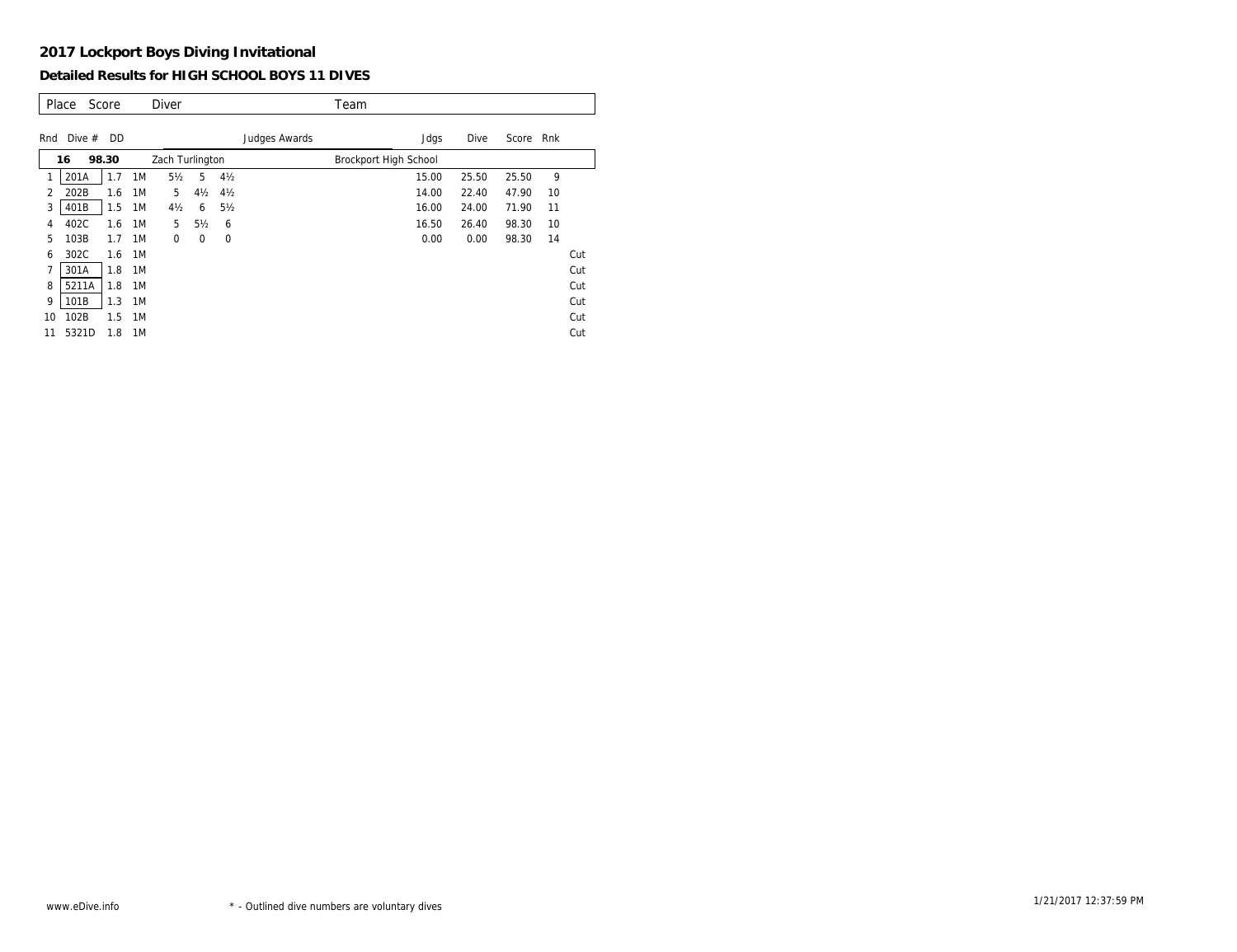# 2017 Lockport Boys Diving Invitational

## Detailed Results for HIGH SCHOOL BOYS 11 DIVES

| Place | Score | Diver | Team |
|---|---|---|---|
| 16 | 98.30 | Zach Turlington | Brockport High School |

| Rnd | Dive # | DD | | Judges Awards | | | Jdgs | Dive | Score | Rnk | |
|---|---|---|---|---|---|---|---|---|---|---|---|
| 1 | 201A | 1.7 | 1M | 5½ | 5 | 4½ | 15.00 | 25.50 | 25.50 | 9 | |
| 2 | 202B | 1.6 | 1M | 5 | 4½ | 4½ | 14.00 | 22.40 | 47.90 | 10 | |
| 3 | 401B | 1.5 | 1M | 4½ | 6 | 5½ | 16.00 | 24.00 | 71.90 | 11 | |
| 4 | 402C | 1.6 | 1M | 5 | 5½ | 6 | 16.50 | 26.40 | 98.30 | 10 | |
| 5 | 103B | 1.7 | 1M | 0 | 0 | 0 | 0.00 | 0.00 | 98.30 | 14 | |
| 6 | 302C | 1.6 | 1M | | | | | | | | Cut |
| 7 | 301A | 1.8 | 1M | | | | | | | | Cut |
| 8 | 5211A | 1.8 | 1M | | | | | | | | Cut |
| 9 | 101B | 1.3 | 1M | | | | | | | | Cut |
| 10 | 102B | 1.5 | 1M | | | | | | | | Cut |
| 11 | 5321D | 1.8 | 1M | | | | | | | | Cut |

www.eDive.info

* - Outlined dive numbers are voluntary dives

1/21/2017 12:37:59 PM